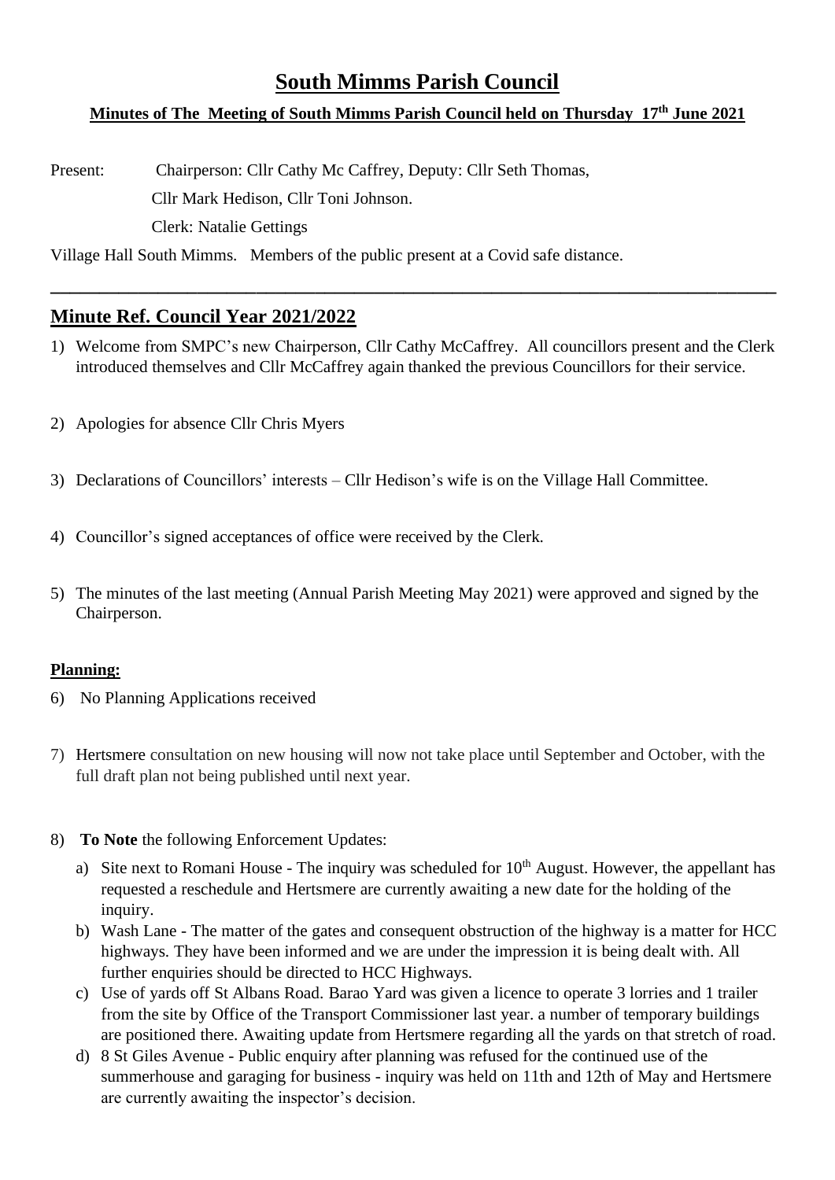# South Mimms Parish Council

**Minutes of The Meeting of South Mimms Parish Council held on Thursday 17th June 2021**

Present: Chairperson: Cllr Cathy Mc Caffrey, Deputy: Cllr Seth Thomas,
Cllr Mark Hedison, Cllr Toni Johnson.
Clerk: Natalie Gettings

Village Hall South Mimms. Members of the public present at a Covid safe distance.

---

## Minute Ref. Council Year 2021/2022

1) Welcome from SMPC's new Chairperson, Cllr Cathy McCaffrey. All councillors present and the Clerk introduced themselves and Cllr McCaffrey again thanked the previous Councillors for their service.

2) Apologies for absence Cllr Chris Myers

3) Declarations of Councillors' interests – Cllr Hedison's wife is on the Village Hall Committee.

4) Councillor's signed acceptances of office were received by the Clerk.

5) The minutes of the last meeting (Annual Parish Meeting May 2021) were approved and signed by the Chairperson.

**Planning:**

6) No Planning Applications received

7) Hertsmere consultation on new housing will now not take place until September and October, with the full draft plan not being published until next year.

8) **To Note** the following Enforcement Updates:

   a) Site next to Romani House - The inquiry was scheduled for 10th August. However, the appellant has requested a reschedule and Hertsmere are currently awaiting a new date for the holding of the inquiry.
   b) Wash Lane - The matter of the gates and consequent obstruction of the highway is a matter for HCC highways. They have been informed and we are under the impression it is being dealt with. All further enquiries should be directed to HCC Highways.
   c) Use of yards off St Albans Road. Barao Yard was given a licence to operate 3 lorries and 1 trailer from the site by Office of the Transport Commissioner last year. a number of temporary buildings are positioned there. Awaiting update from Hertsmere regarding all the yards on that stretch of road.
   d) 8 St Giles Avenue - Public enquiry after planning was refused for the continued use of the summerhouse and garaging for business - inquiry was held on 11th and 12th of May and Hertsmere are currently awaiting the inspector's decision.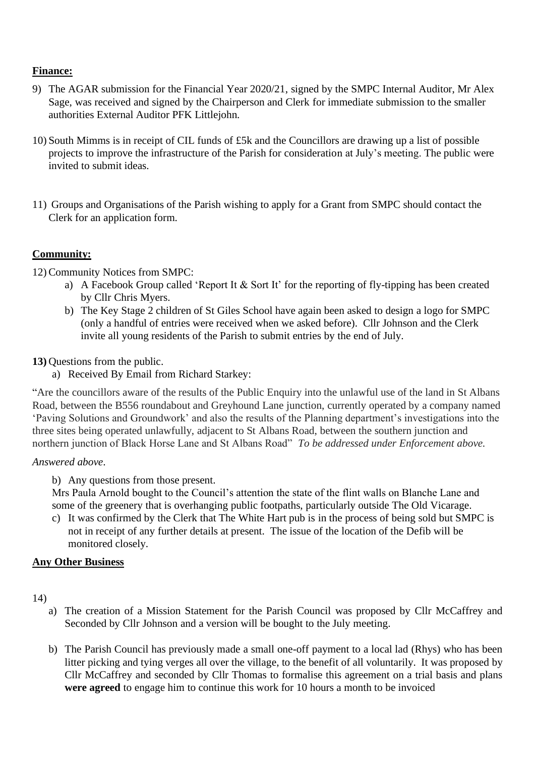**Finance:**

9) The AGAR submission for the Financial Year 2020/21, signed by the SMPC Internal Auditor, Mr Alex Sage, was received and signed by the Chairperson and Clerk for immediate submission to the smaller authorities External Auditor PFK Littlejohn.

10) South Mimms is in receipt of CIL funds of £5k and the Councillors are drawing up a list of possible projects to improve the infrastructure of the Parish for consideration at July's meeting. The public were invited to submit ideas.

11) Groups and Organisations of the Parish wishing to apply for a Grant from SMPC should contact the Clerk for an application form.

**Community:**

12) Community Notices from SMPC:
   a) A Facebook Group called 'Report It & Sort It' for the reporting of fly-tipping has been created by Cllr Chris Myers.
   b) The Key Stage 2 children of St Giles School have again been asked to design a logo for SMPC (only a handful of entries were received when we asked before). Cllr Johnson and the Clerk invite all young residents of the Parish to submit entries by the end of July.

**13)** Questions from the public.
   a) Received By Email from Richard Starkey:

"Are the councillors aware of the results of the Public Enquiry into the unlawful use of the land in St Albans Road, between the B556 roundabout and Greyhound Lane junction, currently operated by a company named 'Paving Solutions and Groundwork' and also the results of the Planning department's investigations into the three sites being operated unlawfully, adjacent to St Albans Road, between the southern junction and northern junction of Black Horse Lane and St Albans Road" *To be addressed under Enforcement above.*

*Answered above*.

   b) Any questions from those present.
   Mrs Paula Arnold bought to the Council's attention the state of the flint walls on Blanche Lane and some of the greenery that is overhanging public footpaths, particularly outside The Old Vicarage.
   c) It was confirmed by the Clerk that The White Hart pub is in the process of being sold but SMPC is not in receipt of any further details at present. The issue of the location of the Defib will be monitored closely.

**Any Other Business**

14)
   a) The creation of a Mission Statement for the Parish Council was proposed by Cllr McCaffrey and Seconded by Cllr Johnson and a version will be bought to the July meeting.

   b) The Parish Council has previously made a small one-off payment to a local lad (Rhys) who has been litter picking and tying verges all over the village, to the benefit of all voluntarily. It was proposed by Cllr McCaffrey and seconded by Cllr Thomas to formalise this agreement on a trial basis and plans **were agreed** to engage him to continue this work for 10 hours a month to be invoiced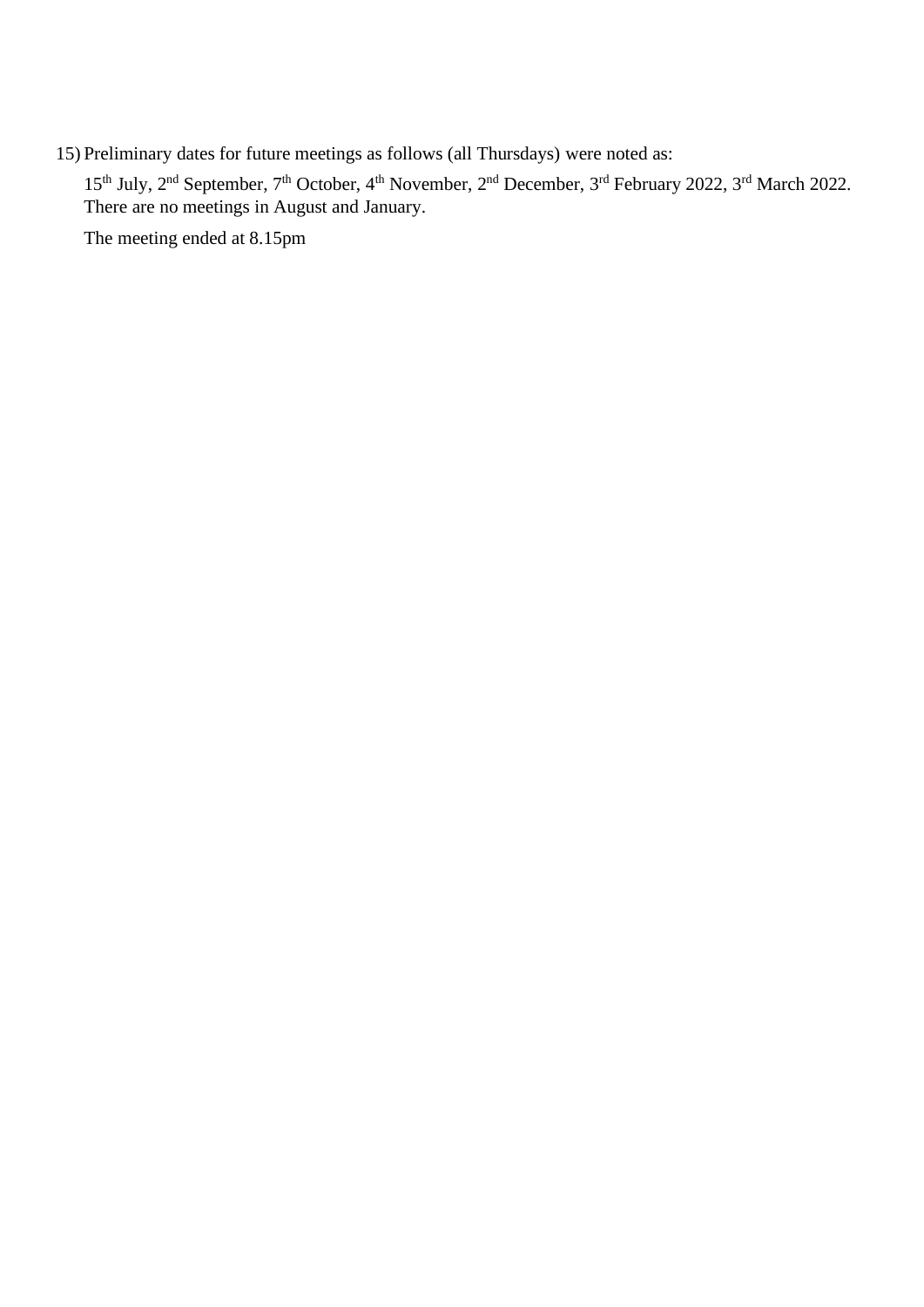15) Preliminary dates for future meetings as follows (all Thursdays) were noted as:

    15th July, 2nd September, 7th October, 4th November, 2nd December, 3rd February 2022, 3rd March 2022. There are no meetings in August and January.

    The meeting ended at 8.15pm